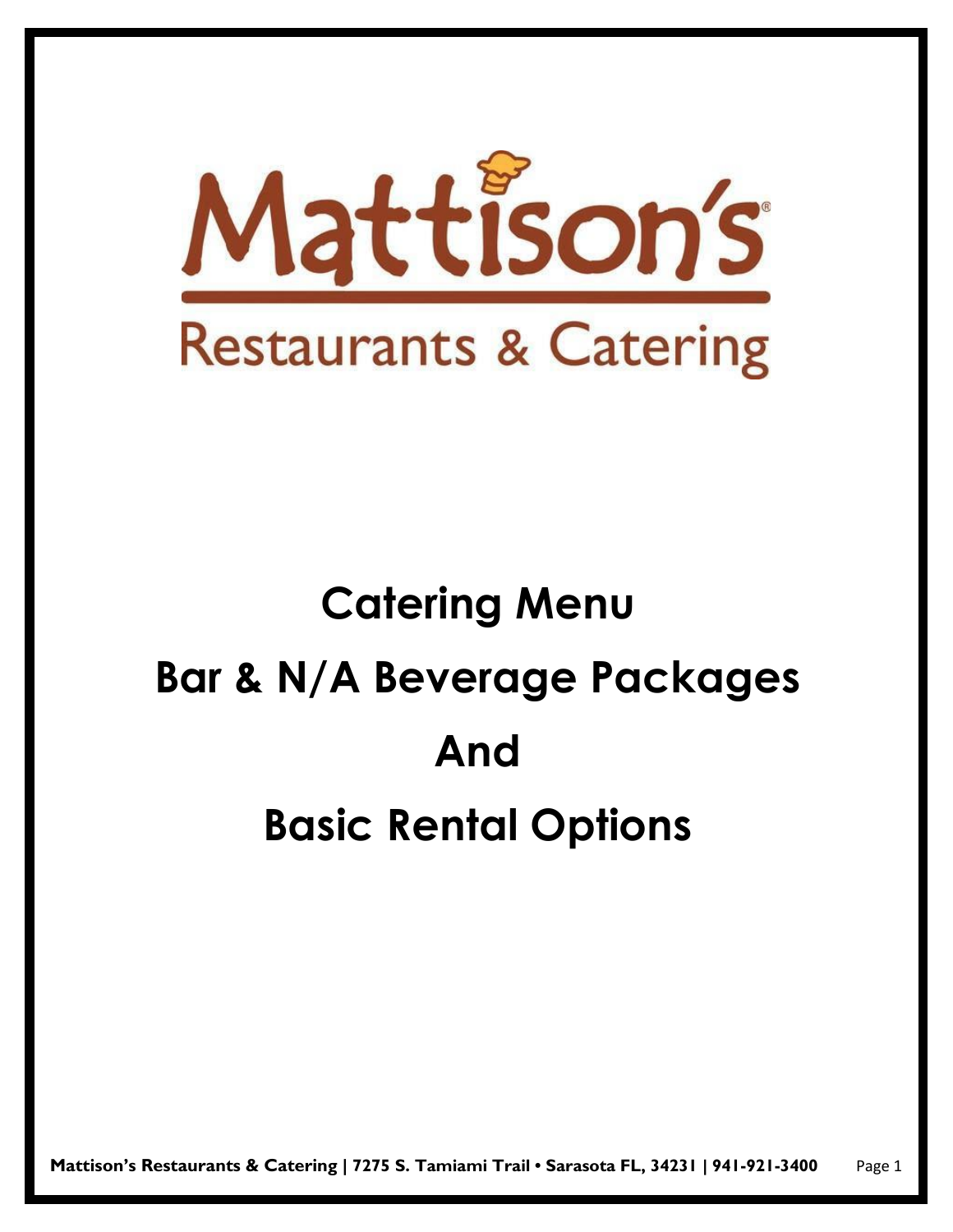# Mattison's

## Restaurants & Catering

# Catering Menu

# Bar & N/A Beverage Packages

# And

# Basic Rental Options

**Mattison's Restaurants & Catering | 7275 S. Tamiami Trail • Sarasota FL, 34231 | 941-921-3400**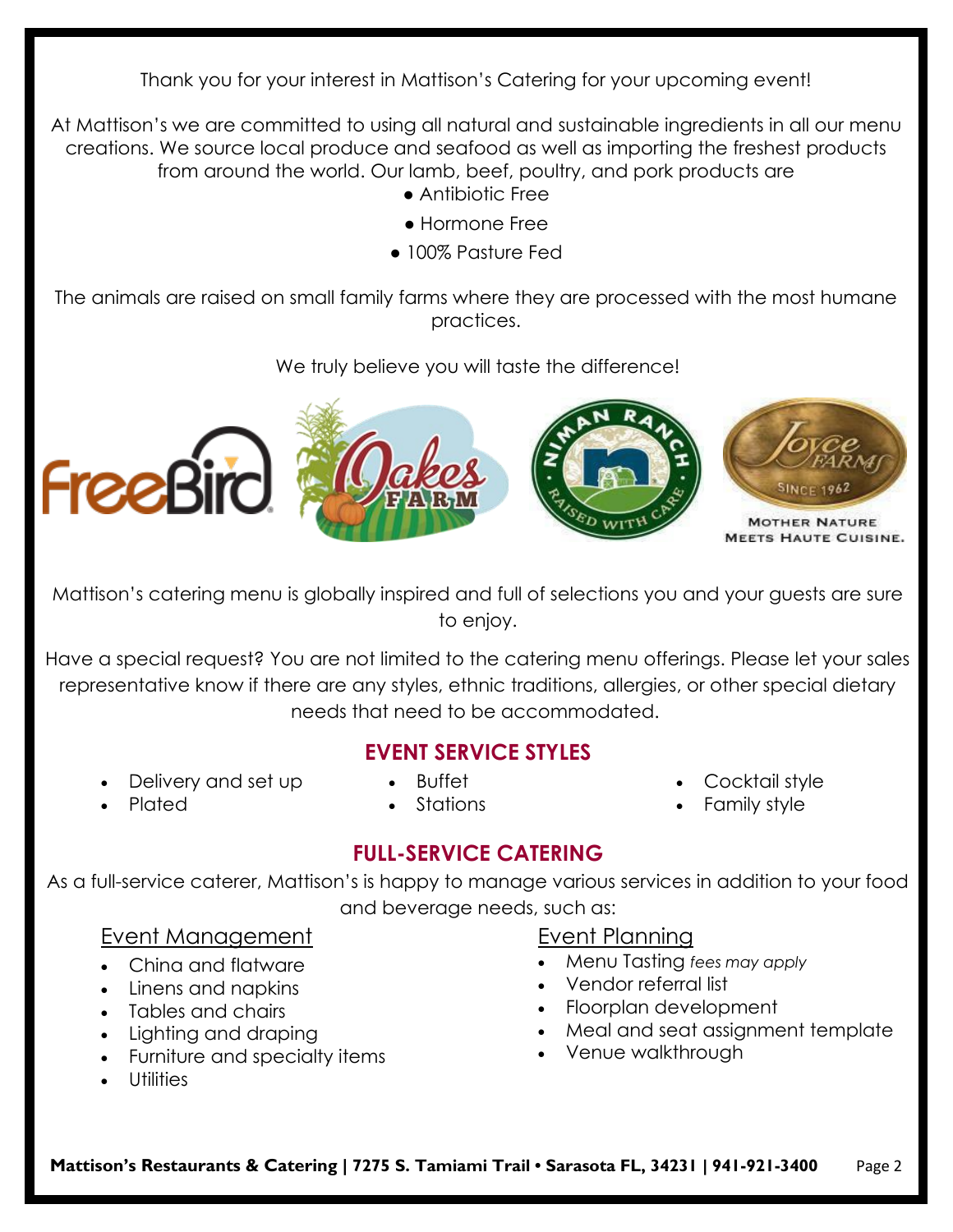Thank you for your interest in Mattison's Catering for your upcoming event!

At Mattison's we are committed to using all natural and sustainable ingredients in all our menu creations. We source local produce and seafood as well as importing the freshest products from around the world. Our lamb, beef, poultry, and pork products are

- Antibiotic Free
- Hormone Free
- 100% Pasture Fed

The animals are raised on small family farms where they are processed with the most humane practices.

We truly believe you will taste the difference!

Mattison's catering menu is globally inspired and full of selections you and your guests are sure to enjoy.

Have a special request? You are not limited to the catering menu offerings. Please let your sales representative know if there are any styles, ethnic traditions, allergies, or other special dietary needs that need to be accommodated.

## EVENT SERVICE STYLES

- Delivery and set up
- Plated
- Buffet
- Stations
- Cocktail style
- Family style

## FULL-SERVICE CATERING

As a full-service caterer, Mattison's is happy to manage various services in addition to your food and beverage needs, such as:

### Event Management

- China and flatware
- Linens and napkins
- Tables and chairs
- Lighting and draping
- Furniture and specialty items
- Utilities

### Event Planning

- Menu Tasting *fees may apply*
- Vendor referral list
- Floorplan development
- Meal and seat assignment template
- Venue walkthrough

**Mattison's Restaurants & Catering | 7275 S. Tamiami Trail • Sarasota FL, 34231 | 941-921-3400**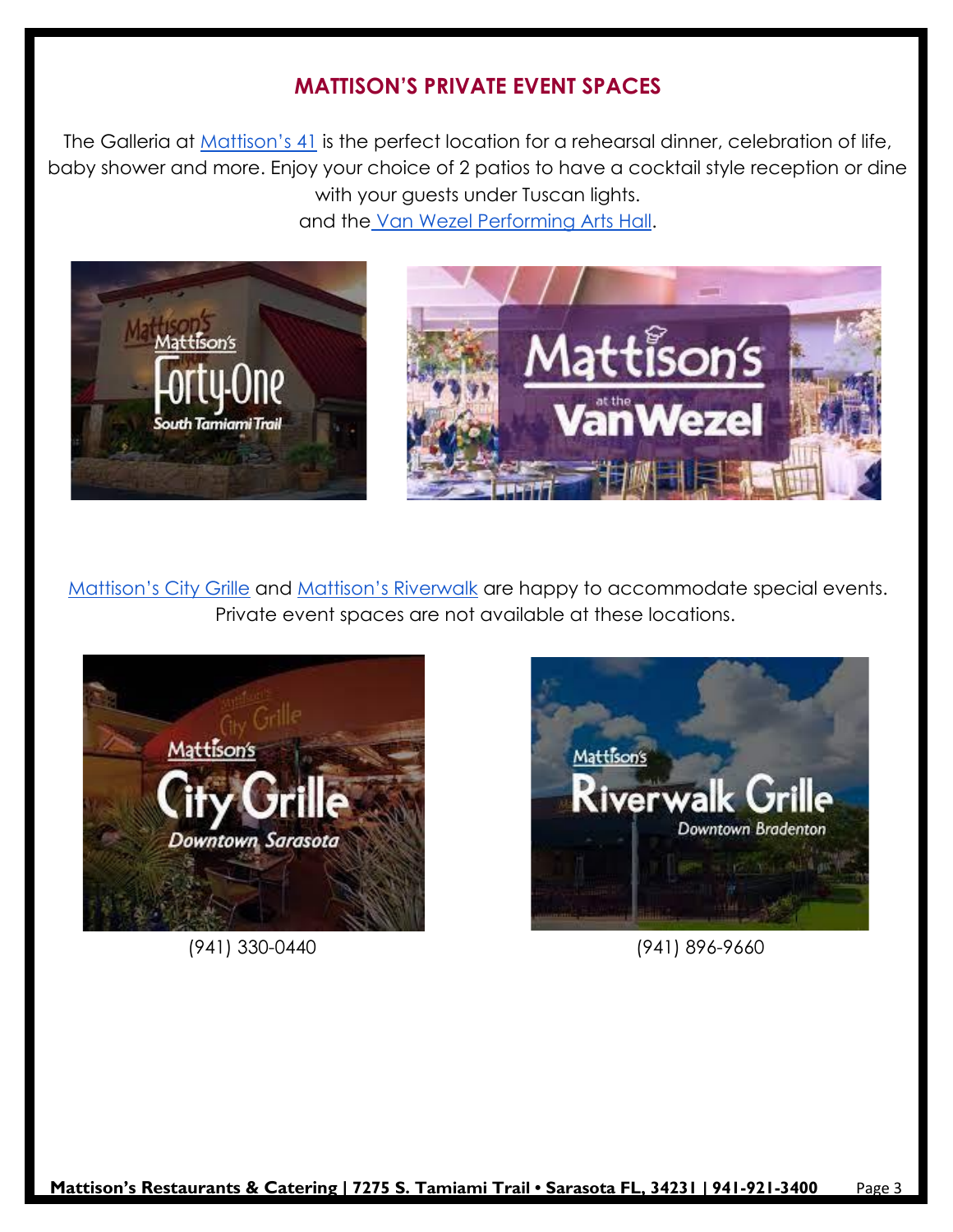## MATTISON'S PRIVATE EVENT SPACES

The Galleria at Mattison's 41 is the perfect location for a rehearsal dinner, celebration of life, baby shower and more. Enjoy your choice of 2 patios to have a cocktail style reception or dine with your guests under Tuscan lights.
and the Van Wezel Performing Arts Hall.

Mattison's City Grille and Mattison's Riverwalk are happy to accommodate special events. Private event spaces are not available at these locations.

(941) 330-0440

(941) 896-9660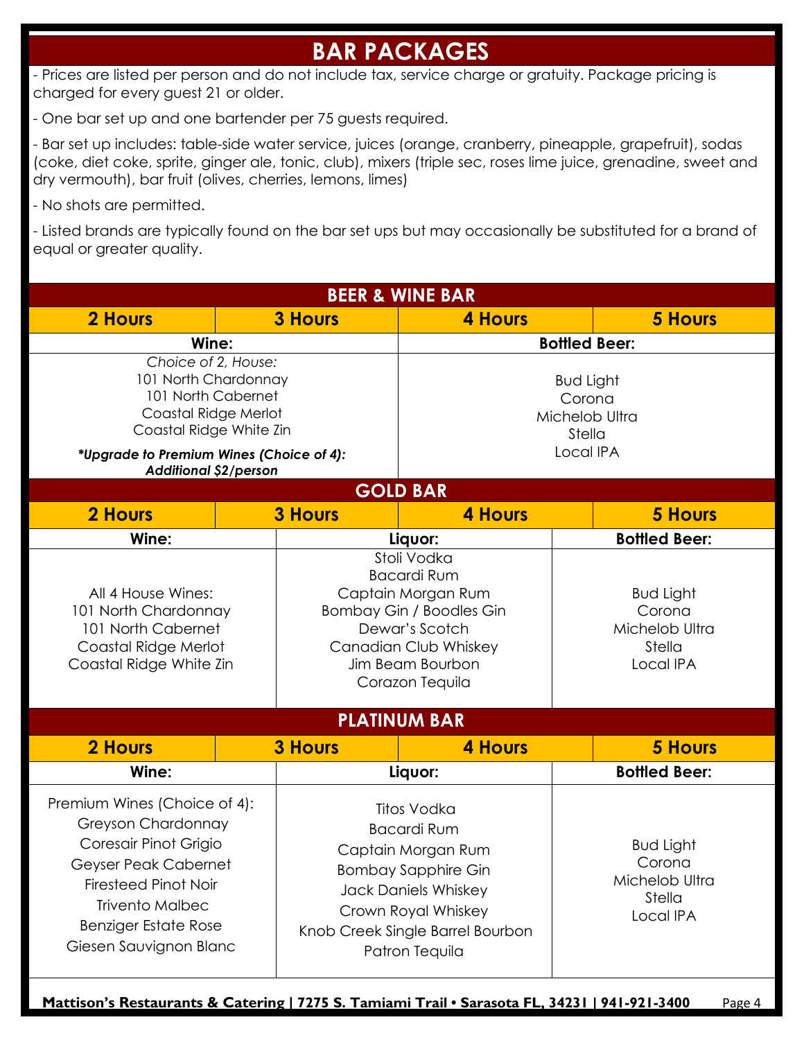# BAR PACKAGES

- Prices are listed per person and do not include tax, service charge or gratuity. Package pricing is charged for every guest 21 or older.
- One bar set up and one bartender per 75 guests required.
- Bar set up includes: table-side water service, juices (orange, cranberry, pineapple, grapefruit), sodas (coke, diet coke, sprite, ginger ale, tonic, club), mixers (triple sec, roses lime juice, grenadine, sweet and dry vermouth), bar fruit (olives, cherries, lemons, limes)
- No shots are permitted.
- Listed brands are typically found on the bar set ups but may occasionally be substituted for a brand of equal or greater quality.

## BEER & WINE BAR

| 2 Hours | 3 Hours | 4 Hours | 5 Hours |
|---|---|---|---|

| Wine: | Bottled Beer: |
|---|---|
| *Choice of 2, House:*<br>101 North Chardonnay<br>101 North Cabernet<br>Coastal Ridge Merlot<br>Coastal Ridge White Zin<br>***Upgrade to Premium Wines (Choice of 4): Additional $2/person*** | Bud Light<br>Corona<br>Michelob Ultra<br>Stella<br>Local IPA |

## GOLD BAR

| 2 Hours | 3 Hours | 4 Hours | 5 Hours |
|---|---|---|---|

| Wine: | Liquor: | Bottled Beer: |
|---|---|---|
| All 4 House Wines:<br>101 North Chardonnay<br>101 North Cabernet<br>Coastal Ridge Merlot<br>Coastal Ridge White Zin | Stoli Vodka<br>Bacardi Rum<br>Captain Morgan Rum<br>Bombay Gin / Boodles Gin<br>Dewar's Scotch<br>Canadian Club Whiskey<br>Jim Beam Bourbon<br>Corazon Tequila | Bud Light<br>Corona<br>Michelob Ultra<br>Stella<br>Local IPA |

## PLATINUM BAR

| 2 Hours | 3 Hours | 4 Hours | 5 Hours |
|---|---|---|---|

| Wine: | Liquor: | Bottled Beer: |
|---|---|---|
| Premium Wines (Choice of 4):<br>Greyson Chardonnay<br>Coresair Pinot Grigio<br>Geyser Peak Cabernet<br>Firesteed Pinot Noir<br>Trivento Malbec<br>Benziger Estate Rose<br>Giesen Sauvignon Blanc | Titos Vodka<br>Bacardi Rum<br>Captain Morgan Rum<br>Bombay Sapphire Gin<br>Jack Daniels Whiskey<br>Crown Royal Whiskey<br>Knob Creek Single Barrel Bourbon<br>Patron Tequila | Bud Light<br>Corona<br>Michelob Ultra<br>Stella<br>Local IPA |

**Mattison's Restaurants & Catering | 7275 S. Tamiami Trail • Sarasota FL, 34231 | 941-921-3400**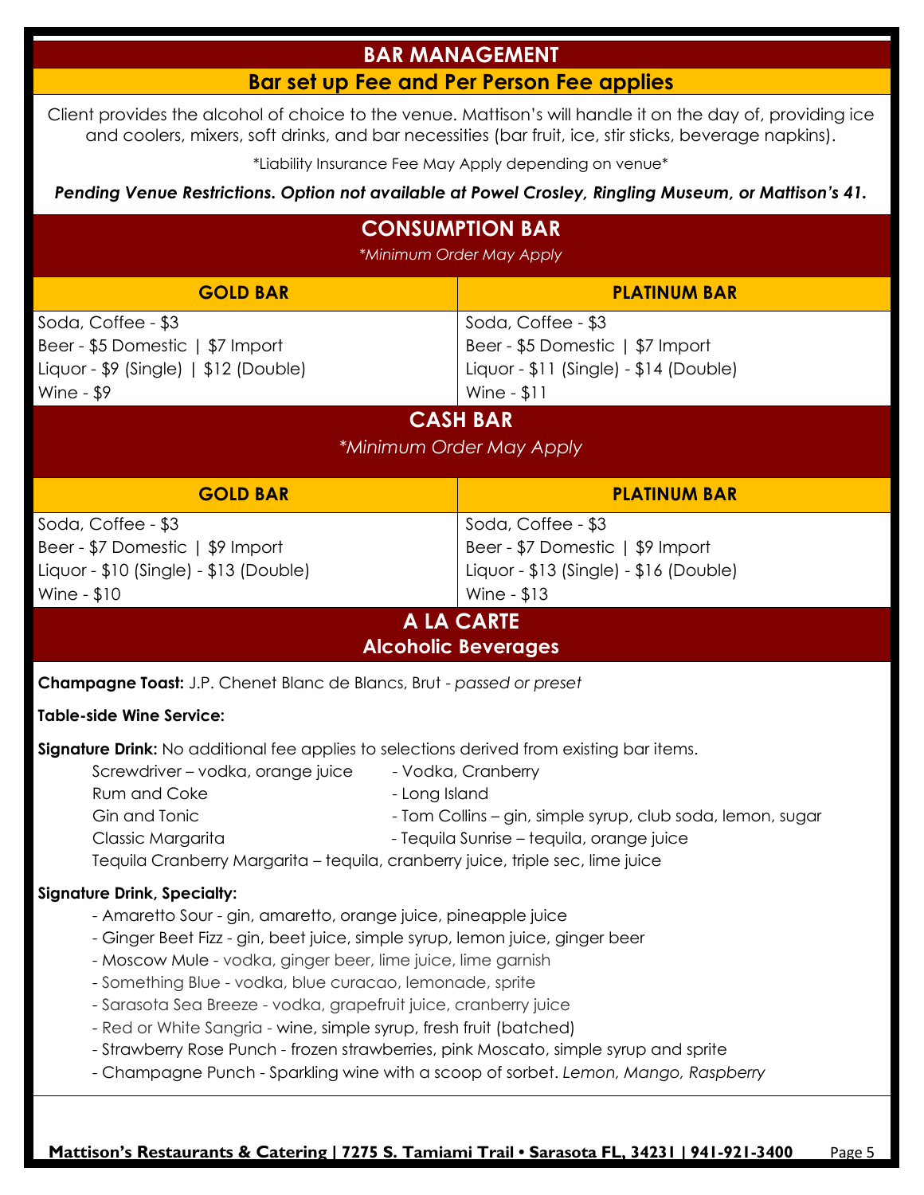## BAR MANAGEMENT

### Bar set up Fee and Per Person Fee applies

Client provides the alcohol of choice to the venue. Mattison's will handle it on the day of, providing ice and coolers, mixers, soft drinks, and bar necessities (bar fruit, ice, stir sticks, beverage napkins).

*Liability Insurance Fee May Apply depending on venue*

***Pending Venue Restrictions. Option not available at Powel Crosley, Ringling Museum, or Mattison's 41.***

## CONSUMPTION BAR

*\*Minimum Order May Apply*

| GOLD BAR | PLATINUM BAR |
|---|---|
| Soda, Coffee - $3 | Soda, Coffee - $3 |
| Beer - $5 Domestic \| $7 Import | Beer - $5 Domestic \| $7 Import |
| Liquor - $9 (Single) \| $12 (Double) | Liquor - $11 (Single) - $14 (Double) |
| Wine - $9 | Wine - $11 |

## CASH BAR

*\*Minimum Order May Apply*

| GOLD BAR | PLATINUM BAR |
|---|---|
| Soda, Coffee - $3 | Soda, Coffee - $3 |
| Beer - $7 Domestic \| $9 Import | Beer - $7 Domestic \| $9 Import |
| Liquor - $10 (Single) - $13 (Double) | Liquor - $13 (Single) - $16 (Double) |
| Wine - $10 | Wine - $13 |

## A LA CARTE
## Alcoholic Beverages

**Champagne Toast:** J.P. Chenet Blanc de Blancs, Brut - *passed or preset*

**Table-side Wine Service:**

**Signature Drink:** No additional fee applies to selections derived from existing bar items.

- Screwdriver – vodka, orange juice
- Rum and Coke
- Gin and Tonic
- Classic Margarita
- Tequila Cranberry Margarita – tequila, cranberry juice, triple sec, lime juice
- Vodka, Cranberry
- Long Island
- Tom Collins – gin, simple syrup, club soda, lemon, sugar
- Tequila Sunrise – tequila, orange juice

**Signature Drink, Specialty:**

- Amaretto Sour - gin, amaretto, orange juice, pineapple juice
- Ginger Beet Fizz - gin, beet juice, simple syrup, lemon juice, ginger beer
- Moscow Mule - vodka, ginger beer, lime juice, lime garnish
- Something Blue - vodka, blue curacao, lemonade, sprite
- Sarasota Sea Breeze - vodka, grapefruit juice, cranberry juice
- Red or White Sangria - wine, simple syrup, fresh fruit (batched)
- Strawberry Rose Punch - frozen strawberries, pink Moscato, simple syrup and sprite
- Champagne Punch - Sparkling wine with a scoop of sorbet. *Lemon, Mango, Raspberry*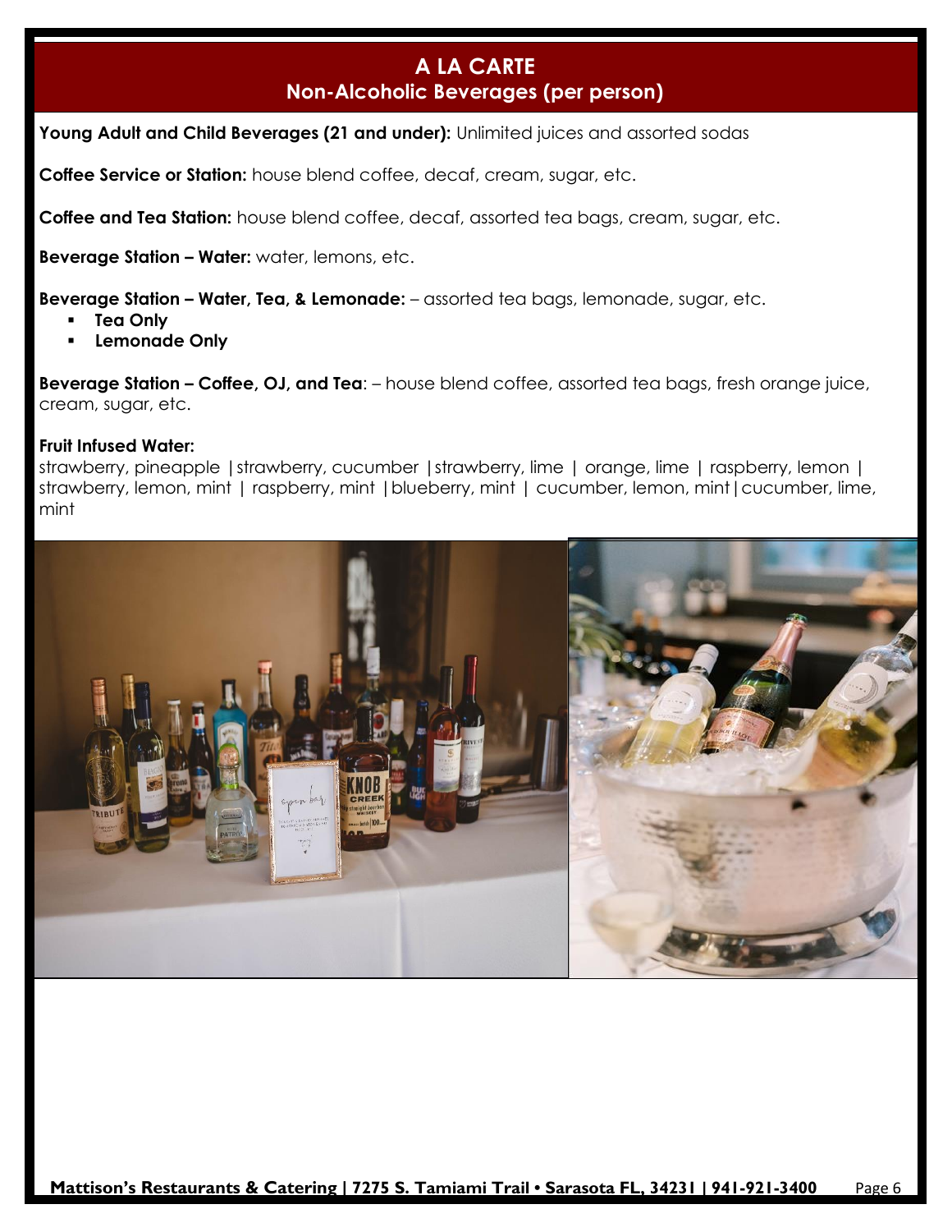# A LA CARTE
## Non-Alcoholic Beverages (per person)

**Young Adult and Child Beverages (21 and under):** Unlimited juices and assorted sodas

**Coffee Service or Station:** house blend coffee, decaf, cream, sugar, etc.

**Coffee and Tea Station:** house blend coffee, decaf, assorted tea bags, cream, sugar, etc.

**Beverage Station – Water:** water, lemons, etc.

**Beverage Station – Water, Tea, & Lemonade:** – assorted tea bags, lemonade, sugar, etc.

- **Tea Only**
- **Lemonade Only**

**Beverage Station – Coffee, OJ, and Tea**: – house blend coffee, assorted tea bags, fresh orange juice, cream, sugar, etc.

**Fruit Infused Water:**
strawberry, pineapple | strawberry, cucumber | strawberry, lime | orange, lime | raspberry, lemon | strawberry, lemon, mint | raspberry, mint | blueberry, mint | cucumber, lemon, mint | cucumber, lime, mint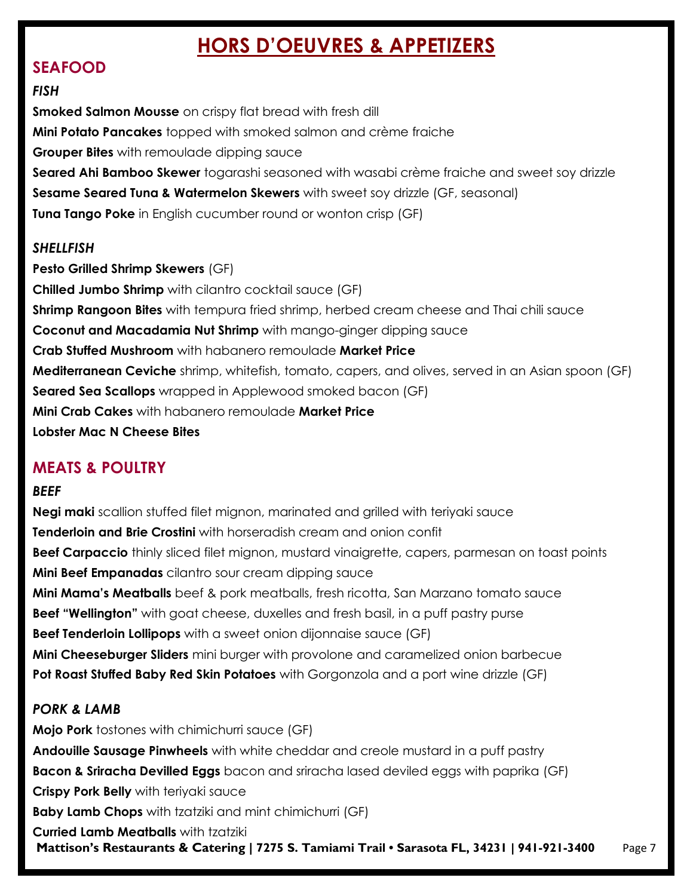# HORS D'OEUVRES & APPETIZERS

## SEAFOOD

### *FISH*

**Smoked Salmon Mousse** on crispy flat bread with fresh dill

**Mini Potato Pancakes** topped with smoked salmon and crème fraiche

**Grouper Bites** with remoulade dipping sauce

**Seared Ahi Bamboo Skewer** togarashi seasoned with wasabi crème fraiche and sweet soy drizzle

**Sesame Seared Tuna & Watermelon Skewers** with sweet soy drizzle (GF, seasonal)

**Tuna Tango Poke** in English cucumber round or wonton crisp (GF)

### *SHELLFISH*

**Pesto Grilled Shrimp Skewers** (GF)

**Chilled Jumbo Shrimp** with cilantro cocktail sauce (GF)

**Shrimp Rangoon Bites** with tempura fried shrimp, herbed cream cheese and Thai chili sauce

**Coconut and Macadamia Nut Shrimp** with mango-ginger dipping sauce

**Crab Stuffed Mushroom** with habanero remoulade **Market Price**

**Mediterranean Ceviche** shrimp, whitefish, tomato, capers, and olives, served in an Asian spoon (GF)

**Seared Sea Scallops** wrapped in Applewood smoked bacon (GF)

**Mini Crab Cakes** with habanero remoulade **Market Price**

**Lobster Mac N Cheese Bites**

## MEATS & POULTRY

### *BEEF*

**Negi maki** scallion stuffed filet mignon, marinated and grilled with teriyaki sauce

**Tenderloin and Brie Crostini** with horseradish cream and onion confit

**Beef Carpaccio** thinly sliced filet mignon, mustard vinaigrette, capers, parmesan on toast points

**Mini Beef Empanadas** cilantro sour cream dipping sauce

**Mini Mama's Meatballs** beef & pork meatballs, fresh ricotta, San Marzano tomato sauce

**Beef "Wellington"** with goat cheese, duxelles and fresh basil, in a puff pastry purse

**Beef Tenderloin Lollipops** with a sweet onion dijonnaise sauce (GF)

**Mini Cheeseburger Sliders** mini burger with provolone and caramelized onion barbecue

**Pot Roast Stuffed Baby Red Skin Potatoes** with Gorgonzola and a port wine drizzle (GF)

### *PORK & LAMB*

**Mojo Pork** tostones with chimichurri sauce (GF)

**Andouille Sausage Pinwheels** with white cheddar and creole mustard in a puff pastry

**Bacon & Sriracha Devilled Eggs** bacon and sriracha lased deviled eggs with paprika (GF)

**Crispy Pork Belly** with teriyaki sauce

**Baby Lamb Chops** with tzatziki and mint chimichurri (GF)

**Curried Lamb Meatballs** with tzatziki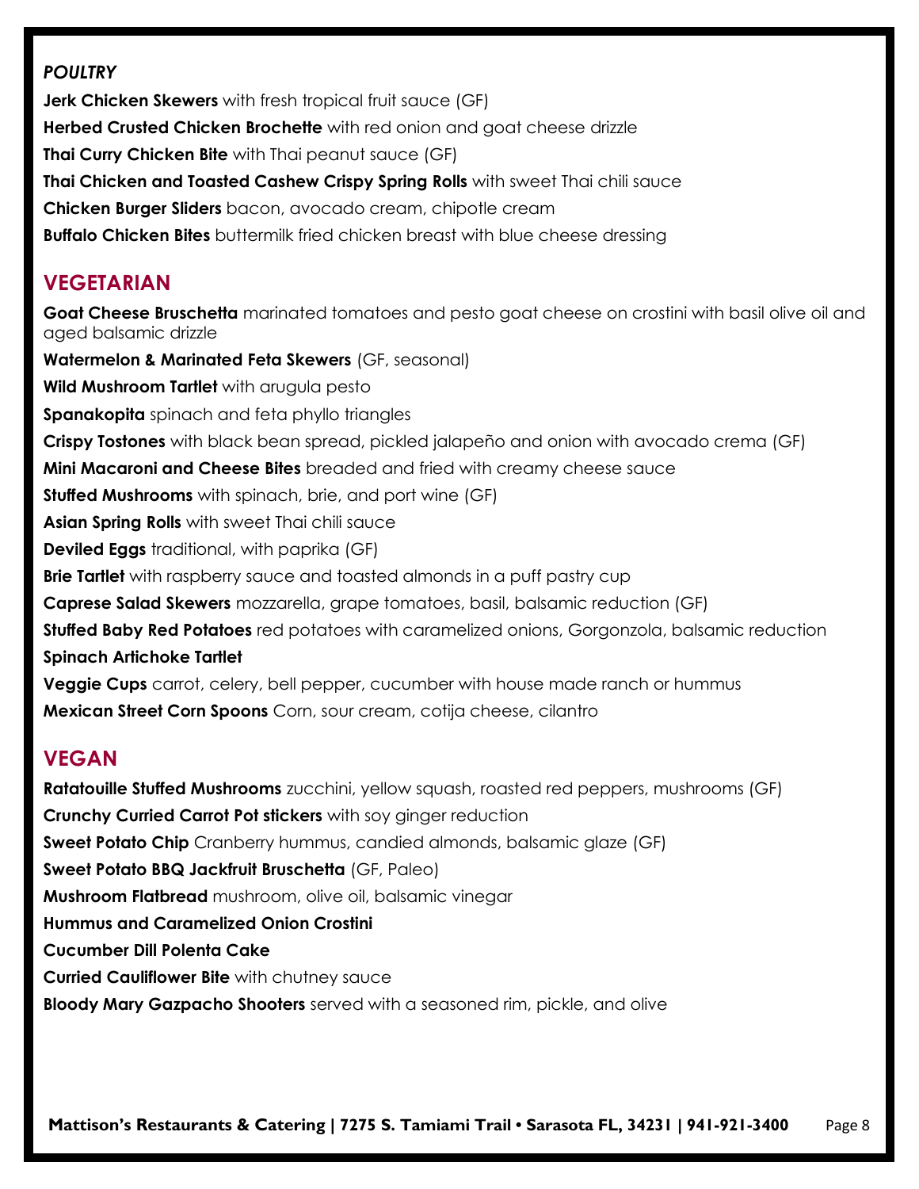### *POULTRY*

**Jerk Chicken Skewers** with fresh tropical fruit sauce (GF)

**Herbed Crusted Chicken Brochette** with red onion and goat cheese drizzle

**Thai Curry Chicken Bite** with Thai peanut sauce (GF)

**Thai Chicken and Toasted Cashew Crispy Spring Rolls** with sweet Thai chili sauce

**Chicken Burger Sliders** bacon, avocado cream, chipotle cream

**Buffalo Chicken Bites** buttermilk fried chicken breast with blue cheese dressing

## VEGETARIAN

**Goat Cheese Bruschetta** marinated tomatoes and pesto goat cheese on crostini with basil olive oil and aged balsamic drizzle

**Watermelon & Marinated Feta Skewers** (GF, seasonal)

**Wild Mushroom Tartlet** with arugula pesto

**Spanakopita** spinach and feta phyllo triangles

**Crispy Tostones** with black bean spread, pickled jalapeño and onion with avocado crema (GF)

**Mini Macaroni and Cheese Bites** breaded and fried with creamy cheese sauce

**Stuffed Mushrooms** with spinach, brie, and port wine (GF)

**Asian Spring Rolls** with sweet Thai chili sauce

**Deviled Eggs** traditional, with paprika (GF)

**Brie Tartlet** with raspberry sauce and toasted almonds in a puff pastry cup

**Caprese Salad Skewers** mozzarella, grape tomatoes, basil, balsamic reduction (GF)

**Stuffed Baby Red Potatoes** red potatoes with caramelized onions, Gorgonzola, balsamic reduction

**Spinach Artichoke Tartlet**

**Veggie Cups** carrot, celery, bell pepper, cucumber with house made ranch or hummus

**Mexican Street Corn Spoons** Corn, sour cream, cotija cheese, cilantro

## VEGAN

**Ratatouille Stuffed Mushrooms** zucchini, yellow squash, roasted red peppers, mushrooms (GF)

**Crunchy Curried Carrot Pot stickers** with soy ginger reduction

**Sweet Potato Chip** Cranberry hummus, candied almonds, balsamic glaze (GF)

**Sweet Potato BBQ Jackfruit Bruschetta** (GF, Paleo)

**Mushroom Flatbread** mushroom, olive oil, balsamic vinegar

**Hummus and Caramelized Onion Crostini**

**Cucumber Dill Polenta Cake**

**Curried Cauliflower Bite** with chutney sauce

**Bloody Mary Gazpacho Shooters** served with a seasoned rim, pickle, and olive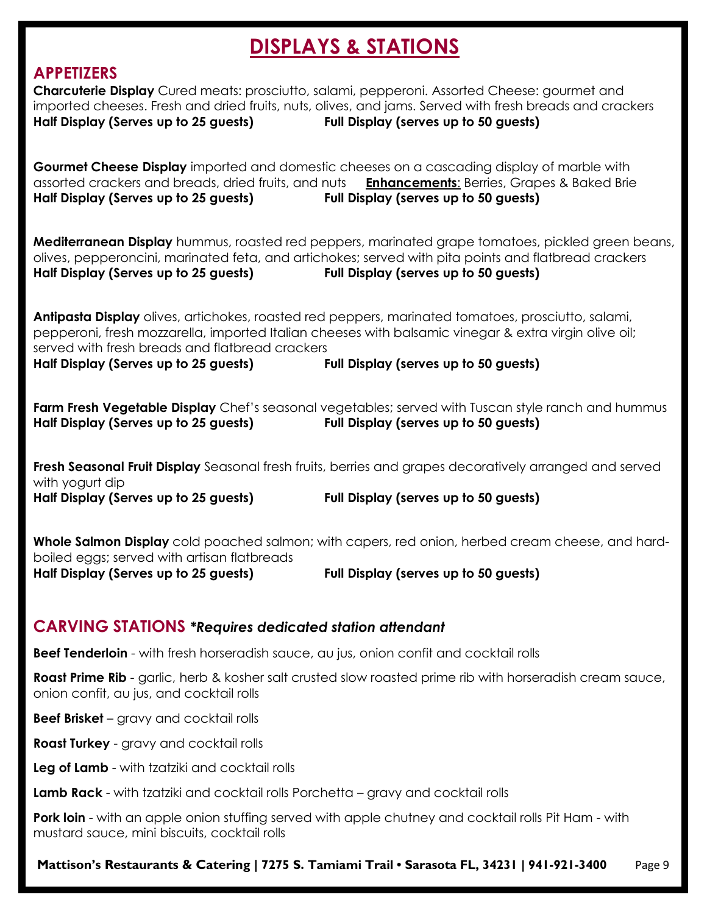# DISPLAYS & STATIONS

## APPETIZERS

**Charcuterie Display** Cured meats: prosciutto, salami, pepperoni. Assorted Cheese: gourmet and imported cheeses. Fresh and dried fruits, nuts, olives, and jams. Served with fresh breads and crackers
**Half Display (Serves up to 25 guests)** **Full Display (serves up to 50 guests)**

**Gourmet Cheese Display** imported and domestic cheeses on a cascading display of marble with assorted crackers and breads, dried fruits, and nuts **Enhancements**: Berries, Grapes & Baked Brie
**Half Display (Serves up to 25 guests)** **Full Display (serves up to 50 guests)**

**Mediterranean Display** hummus, roasted red peppers, marinated grape tomatoes, pickled green beans, olives, pepperoncini, marinated feta, and artichokes; served with pita points and flatbread crackers
**Half Display (Serves up to 25 guests)** **Full Display (serves up to 50 guests)**

**Antipasta Display** olives, artichokes, roasted red peppers, marinated tomatoes, prosciutto, salami, pepperoni, fresh mozzarella, imported Italian cheeses with balsamic vinegar & extra virgin olive oil; served with fresh breads and flatbread crackers
**Half Display (Serves up to 25 guests)** **Full Display (serves up to 50 guests)**

**Farm Fresh Vegetable Display** Chef's seasonal vegetables; served with Tuscan style ranch and hummus
**Half Display (Serves up to 25 guests)** **Full Display (serves up to 50 guests)**

**Fresh Seasonal Fruit Display** Seasonal fresh fruits, berries and grapes decoratively arranged and served with yogurt dip
**Half Display (Serves up to 25 guests)** **Full Display (serves up to 50 guests)**

**Whole Salmon Display** cold poached salmon; with capers, red onion, herbed cream cheese, and hard-boiled eggs; served with artisan flatbreads
**Half Display (Serves up to 25 guests)** **Full Display (serves up to 50 guests)**

## CARVING STATIONS ***Requires dedicated station attendant***

**Beef Tenderloin** - with fresh horseradish sauce, au jus, onion confit and cocktail rolls

**Roast Prime Rib** - garlic, herb & kosher salt crusted slow roasted prime rib with horseradish cream sauce, onion confit, au jus, and cocktail rolls

**Beef Brisket** – gravy and cocktail rolls

**Roast Turkey** - gravy and cocktail rolls

**Leg of Lamb** - with tzatziki and cocktail rolls

**Lamb Rack** - with tzatziki and cocktail rolls Porchetta – gravy and cocktail rolls

**Pork loin** - with an apple onion stuffing served with apple chutney and cocktail rolls Pit Ham - with mustard sauce, mini biscuits, cocktail rolls

**Mattison's Restaurants & Catering | 7275 S. Tamiami Trail • Sarasota FL, 34231 | 941-921-3400**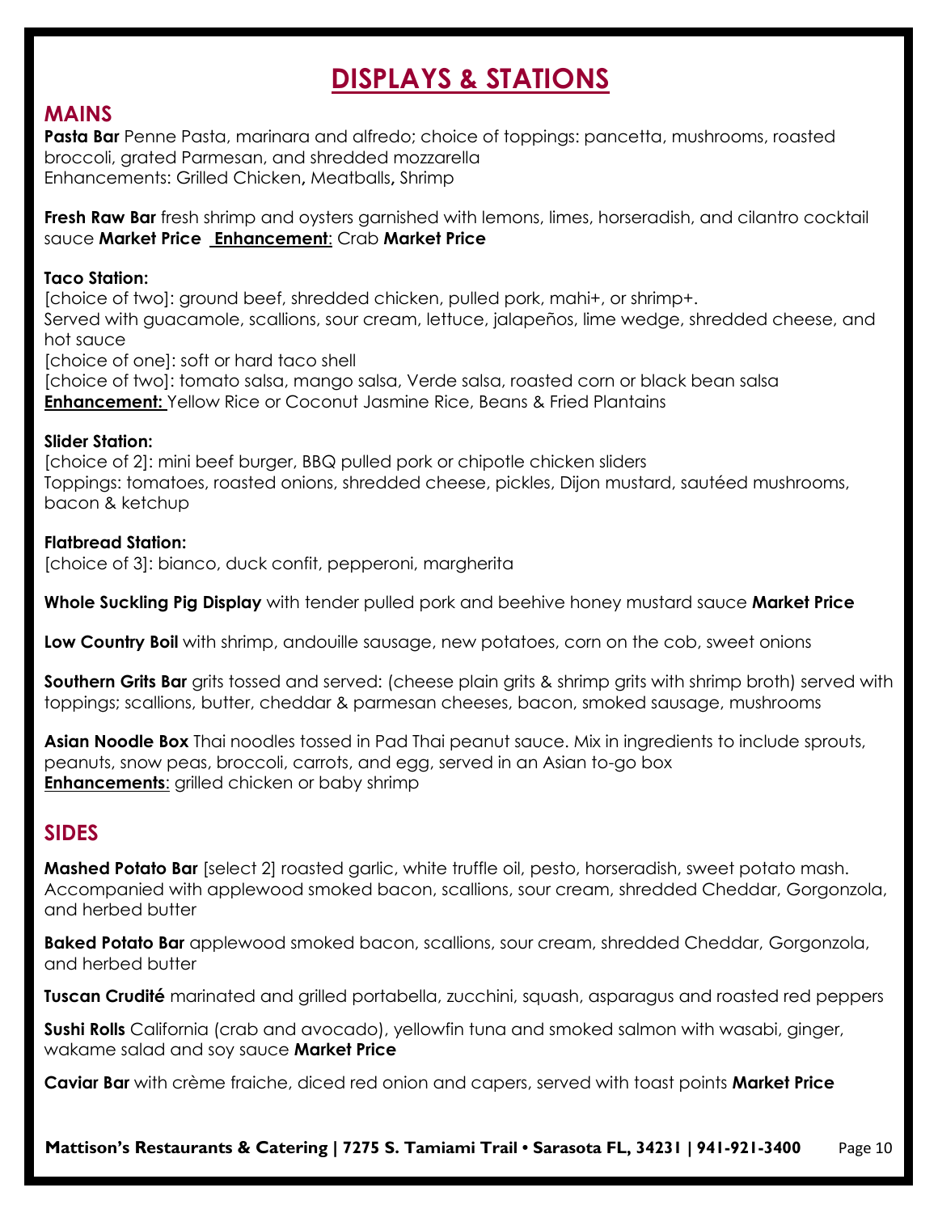# DISPLAYS & STATIONS

## MAINS

**Pasta Bar** Penne Pasta, marinara and alfredo; choice of toppings: pancetta, mushrooms, roasted broccoli, grated Parmesan, and shredded mozzarella
Enhancements: Grilled Chicken**,** Meatballs**,** Shrimp

**Fresh Raw Bar** fresh shrimp and oysters garnished with lemons, limes, horseradish, and cilantro cocktail sauce **Market Price** **Enhancement**: Crab **Market Price**

**Taco Station:**
[choice of two]: ground beef, shredded chicken, pulled pork, mahi+, or shrimp+.
Served with guacamole, scallions, sour cream, lettuce, jalapeños, lime wedge, shredded cheese, and hot sauce
[choice of one]: soft or hard taco shell
[choice of two]: tomato salsa, mango salsa, Verde salsa, roasted corn or black bean salsa
**Enhancement:** Yellow Rice or Coconut Jasmine Rice, Beans & Fried Plantains

**Slider Station:**
[choice of 2]: mini beef burger, BBQ pulled pork or chipotle chicken sliders
Toppings: tomatoes, roasted onions, shredded cheese, pickles, Dijon mustard, sautéed mushrooms, bacon & ketchup

**Flatbread Station:**
[choice of 3]: bianco, duck confit, pepperoni, margherita

**Whole Suckling Pig Display** with tender pulled pork and beehive honey mustard sauce **Market Price**

**Low Country Boil** with shrimp, andouille sausage, new potatoes, corn on the cob, sweet onions

**Southern Grits Bar** grits tossed and served: (cheese plain grits & shrimp grits with shrimp broth) served with toppings; scallions, butter, cheddar & parmesan cheeses, bacon, smoked sausage, mushrooms

**Asian Noodle Box** Thai noodles tossed in Pad Thai peanut sauce. Mix in ingredients to include sprouts, peanuts, snow peas, broccoli, carrots, and egg, served in an Asian to-go box
**Enhancements**: grilled chicken or baby shrimp

## SIDES

**Mashed Potato Bar** [select 2] roasted garlic, white truffle oil, pesto, horseradish, sweet potato mash. Accompanied with applewood smoked bacon, scallions, sour cream, shredded Cheddar, Gorgonzola, and herbed butter

**Baked Potato Bar** applewood smoked bacon, scallions, sour cream, shredded Cheddar, Gorgonzola, and herbed butter

**Tuscan Crudité** marinated and grilled portabella, zucchini, squash, asparagus and roasted red peppers

**Sushi Rolls** California (crab and avocado), yellowfin tuna and smoked salmon with wasabi, ginger, wakame salad and soy sauce **Market Price**

**Caviar Bar** with crème fraiche, diced red onion and capers, served with toast points **Market Price**

**Mattison's Restaurants & Catering | 7275 S. Tamiami Trail • Sarasota FL, 34231 | 941-921-3400**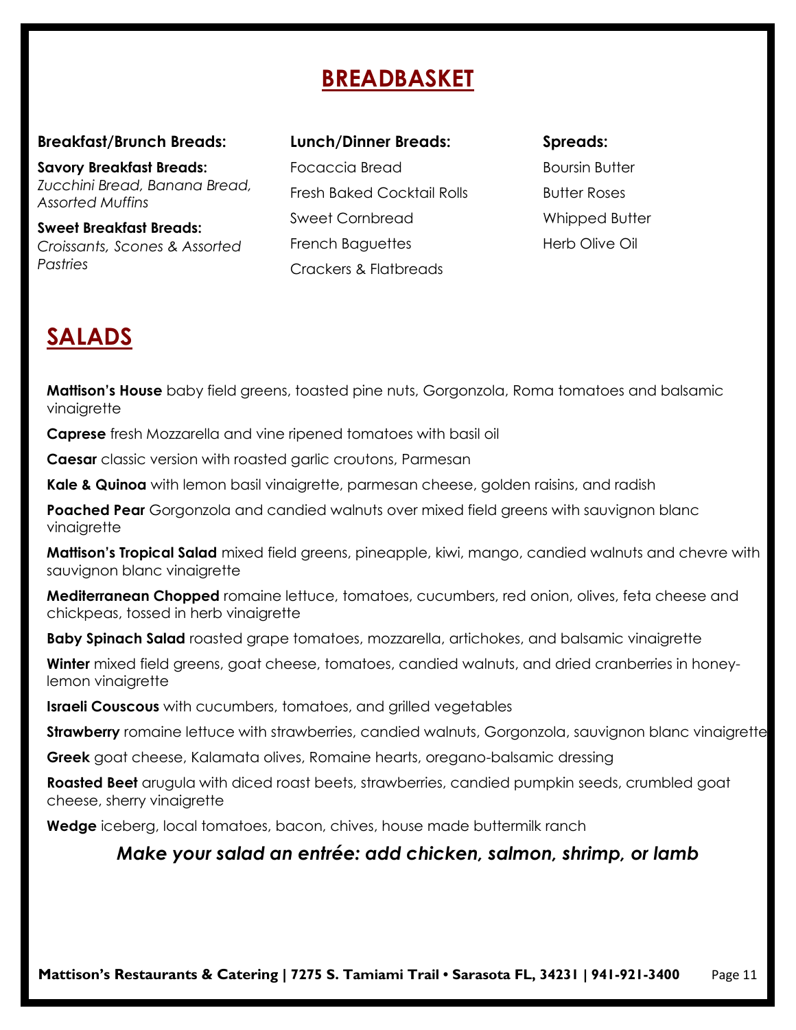# BREADBASKET

**Breakfast/Brunch Breads:**

**Savory Breakfast Breads:**
*Zucchini Bread, Banana Bread, Assorted Muffins*

**Sweet Breakfast Breads:**
*Croissants, Scones & Assorted Pastries*

**Lunch/Dinner Breads:**

Focaccia Bread

Fresh Baked Cocktail Rolls

Sweet Cornbread

French Baguettes

Crackers & Flatbreads

**Spreads:**

Boursin Butter

Butter Roses

Whipped Butter

Herb Olive Oil

# SALADS

**Mattison's House** baby field greens, toasted pine nuts, Gorgonzola, Roma tomatoes and balsamic vinaigrette

**Caprese** fresh Mozzarella and vine ripened tomatoes with basil oil

**Caesar** classic version with roasted garlic croutons, Parmesan

**Kale & Quinoa** with lemon basil vinaigrette, parmesan cheese, golden raisins, and radish

**Poached Pear** Gorgonzola and candied walnuts over mixed field greens with sauvignon blanc vinaigrette

**Mattison's Tropical Salad** mixed field greens, pineapple, kiwi, mango, candied walnuts and chevre with sauvignon blanc vinaigrette

**Mediterranean Chopped** romaine lettuce, tomatoes, cucumbers, red onion, olives, feta cheese and chickpeas, tossed in herb vinaigrette

**Baby Spinach Salad** roasted grape tomatoes, mozzarella, artichokes, and balsamic vinaigrette

**Winter** mixed field greens, goat cheese, tomatoes, candied walnuts, and dried cranberries in honey-lemon vinaigrette

**Israeli Couscous** with cucumbers, tomatoes, and grilled vegetables

**Strawberry** romaine lettuce with strawberries, candied walnuts, Gorgonzola, sauvignon blanc vinaigrette

**Greek** goat cheese, Kalamata olives, Romaine hearts, oregano-balsamic dressing

**Roasted Beet** arugula with diced roast beets, strawberries, candied pumpkin seeds, crumbled goat cheese, sherry vinaigrette

**Wedge** iceberg, local tomatoes, bacon, chives, house made buttermilk ranch

***Make your salad an entrée: add chicken, salmon, shrimp, or lamb***

**Mattison's Restaurants & Catering | 7275 S. Tamiami Trail • Sarasota FL, 34231 | 941-921-3400**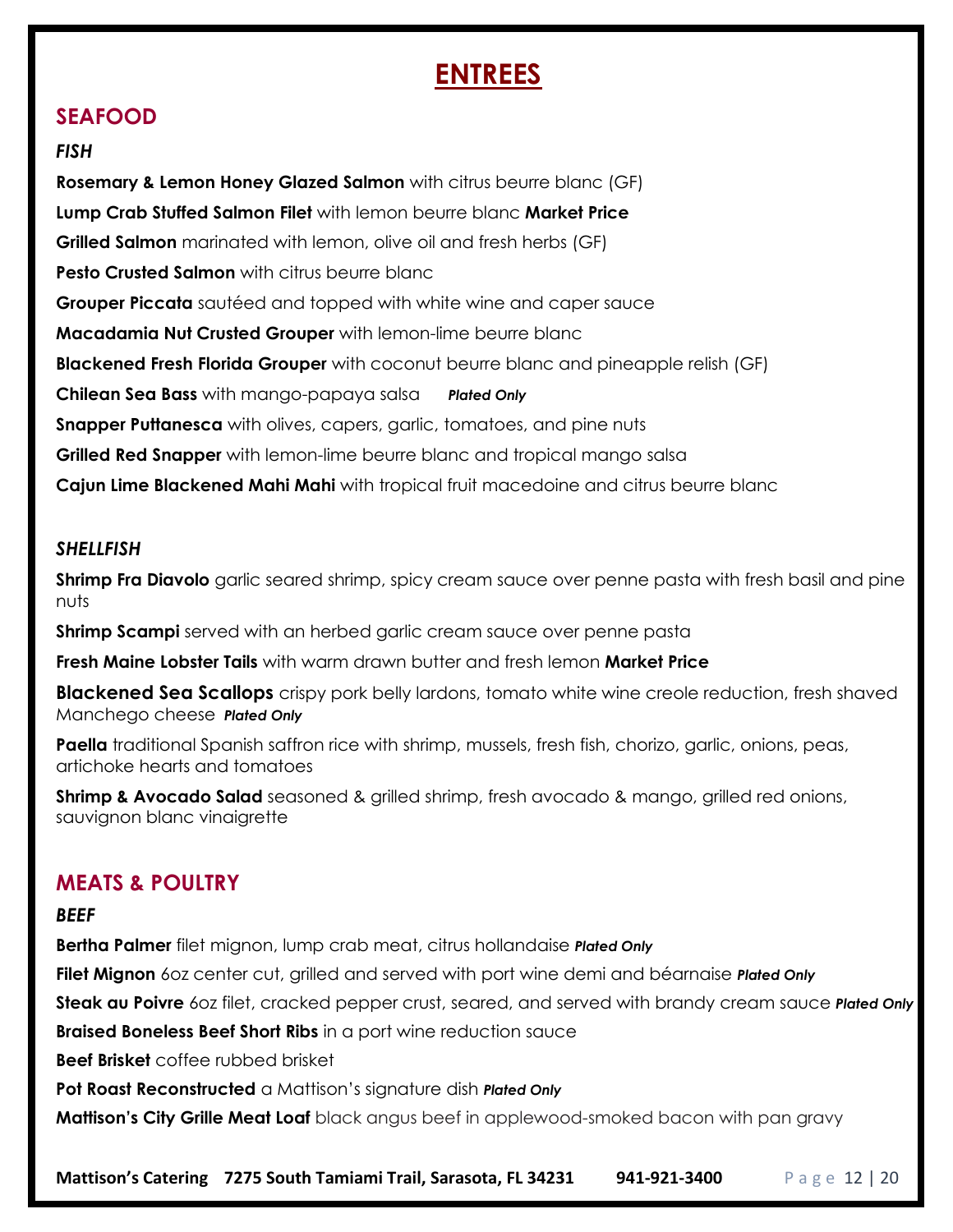# ENTREES

## SEAFOOD

### *FISH*

**Rosemary & Lemon Honey Glazed Salmon** with citrus beurre blanc (GF)

**Lump Crab Stuffed Salmon Filet** with lemon beurre blanc **Market Price**

**Grilled Salmon** marinated with lemon, olive oil and fresh herbs (GF)

**Pesto Crusted Salmon** with citrus beurre blanc

**Grouper Piccata** sautéed and topped with white wine and caper sauce

**Macadamia Nut Crusted Grouper** with lemon-lime beurre blanc

**Blackened Fresh Florida Grouper** with coconut beurre blanc and pineapple relish (GF)

**Chilean Sea Bass** with mango-papaya salsa ***Plated Only***

**Snapper Puttanesca** with olives, capers, garlic, tomatoes, and pine nuts

**Grilled Red Snapper** with lemon-lime beurre blanc and tropical mango salsa

**Cajun Lime Blackened Mahi Mahi** with tropical fruit macedoine and citrus beurre blanc

### *SHELLFISH*

**Shrimp Fra Diavolo** garlic seared shrimp, spicy cream sauce over penne pasta with fresh basil and pine nuts

**Shrimp Scampi** served with an herbed garlic cream sauce over penne pasta

**Fresh Maine Lobster Tails** with warm drawn butter and fresh lemon **Market Price**

**Blackened Sea Scallops** crispy pork belly lardons, tomato white wine creole reduction, fresh shaved Manchego cheese ***Plated Only***

**Paella** traditional Spanish saffron rice with shrimp, mussels, fresh fish, chorizo, garlic, onions, peas, artichoke hearts and tomatoes

**Shrimp & Avocado Salad** seasoned & grilled shrimp, fresh avocado & mango, grilled red onions, sauvignon blanc vinaigrette

## MEATS & POULTRY

### *BEEF*

**Bertha Palmer** filet mignon, lump crab meat, citrus hollandaise ***Plated Only***

**Filet Mignon** 6oz center cut, grilled and served with port wine demi and béarnaise ***Plated Only***

**Steak au Poivre** 6oz filet, cracked pepper crust, seared, and served with brandy cream sauce ***Plated Only***

**Braised Boneless Beef Short Ribs** in a port wine reduction sauce

**Beef Brisket** coffee rubbed brisket

**Pot Roast Reconstructed** a Mattison's signature dish ***Plated Only***

**Mattison's City Grille Meat Loaf** black angus beef in applewood-smoked bacon with pan gravy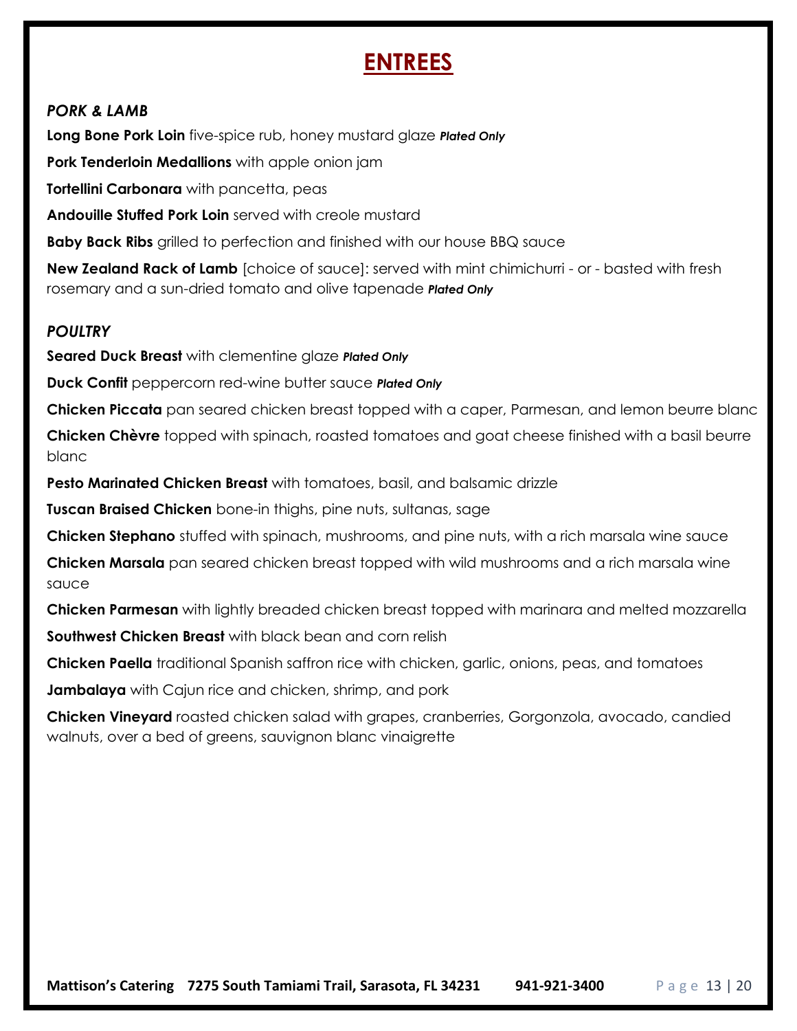# ENTREES

### *PORK & LAMB*

**Long Bone Pork Loin** five-spice rub, honey mustard glaze ***Plated Only***

**Pork Tenderloin Medallions** with apple onion jam

**Tortellini Carbonara** with pancetta, peas

**Andouille Stuffed Pork Loin** served with creole mustard

**Baby Back Ribs** grilled to perfection and finished with our house BBQ sauce

**New Zealand Rack of Lamb** [choice of sauce]: served with mint chimichurri - or - basted with fresh rosemary and a sun-dried tomato and olive tapenade ***Plated Only***

### *POULTRY*

**Seared Duck Breast** with clementine glaze ***Plated Only***

**Duck Confit** peppercorn red-wine butter sauce ***Plated Only***

**Chicken Piccata** pan seared chicken breast topped with a caper, Parmesan, and lemon beurre blanc

**Chicken Chèvre** topped with spinach, roasted tomatoes and goat cheese finished with a basil beurre blanc

**Pesto Marinated Chicken Breast** with tomatoes, basil, and balsamic drizzle

**Tuscan Braised Chicken** bone-in thighs, pine nuts, sultanas, sage

**Chicken Stephano** stuffed with spinach, mushrooms, and pine nuts, with a rich marsala wine sauce

**Chicken Marsala** pan seared chicken breast topped with wild mushrooms and a rich marsala wine sauce

**Chicken Parmesan** with lightly breaded chicken breast topped with marinara and melted mozzarella

**Southwest Chicken Breast** with black bean and corn relish

**Chicken Paella** traditional Spanish saffron rice with chicken, garlic, onions, peas, and tomatoes

**Jambalaya** with Cajun rice and chicken, shrimp, and pork

**Chicken Vineyard** roasted chicken salad with grapes, cranberries, Gorgonzola, avocado, candied walnuts, over a bed of greens, sauvignon blanc vinaigrette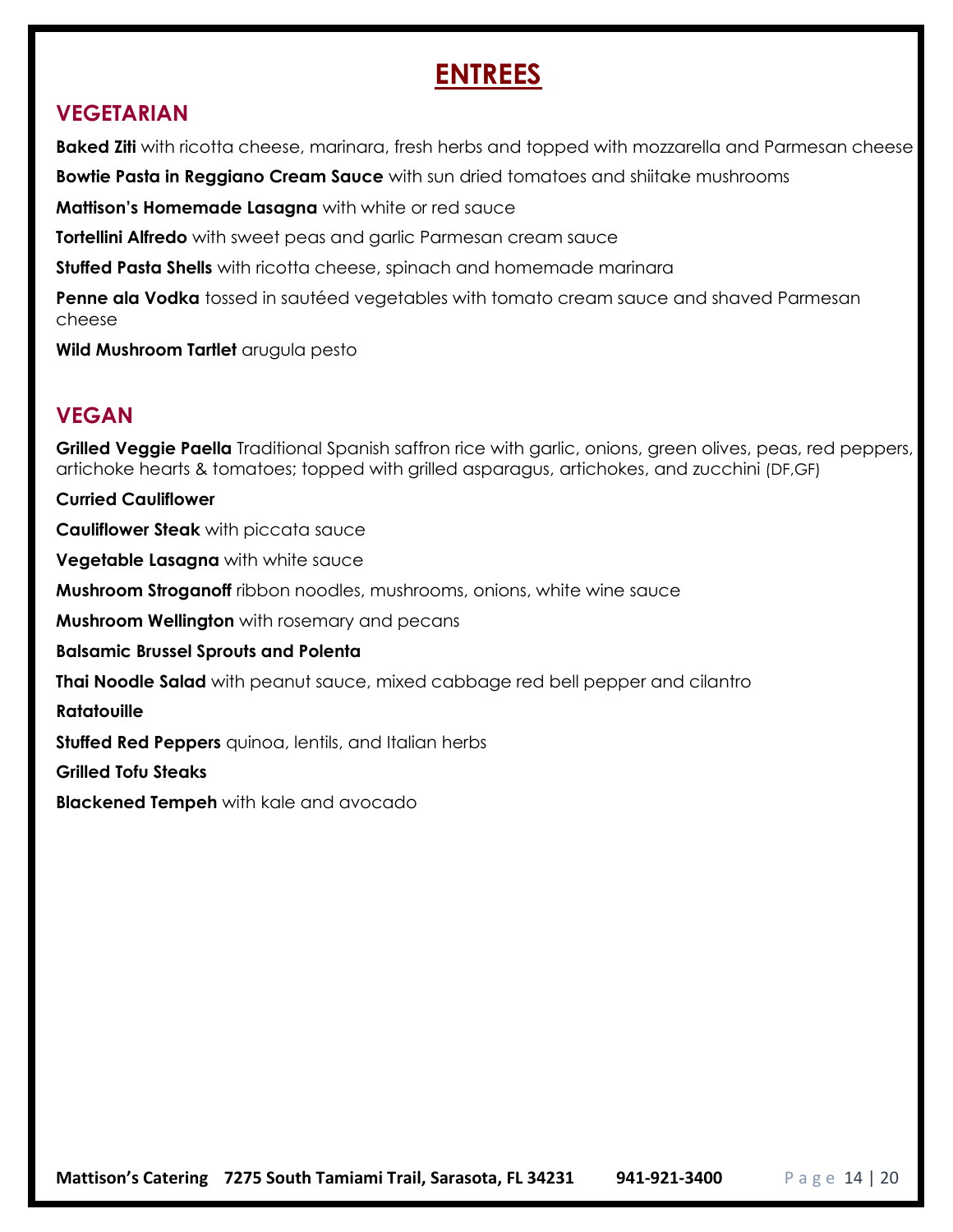# ENTREES

## VEGETARIAN

**Baked Ziti** with ricotta cheese, marinara, fresh herbs and topped with mozzarella and Parmesan cheese

**Bowtie Pasta in Reggiano Cream Sauce** with sun dried tomatoes and shiitake mushrooms

**Mattison's Homemade Lasagna** with white or red sauce

**Tortellini Alfredo** with sweet peas and garlic Parmesan cream sauce

**Stuffed Pasta Shells** with ricotta cheese, spinach and homemade marinara

**Penne ala Vodka** tossed in sautéed vegetables with tomato cream sauce and shaved Parmesan cheese

**Wild Mushroom Tartlet** arugula pesto

## VEGAN

**Grilled Veggie Paella** Traditional Spanish saffron rice with garlic, onions, green olives, peas, red peppers, artichoke hearts & tomatoes; topped with grilled asparagus, artichokes, and zucchini (DF,GF)

**Curried Cauliflower**

**Cauliflower Steak** with piccata sauce

**Vegetable Lasagna** with white sauce

**Mushroom Stroganoff** ribbon noodles, mushrooms, onions, white wine sauce

**Mushroom Wellington** with rosemary and pecans

**Balsamic Brussel Sprouts and Polenta**

**Thai Noodle Salad** with peanut sauce, mixed cabbage red bell pepper and cilantro

**Ratatouille**

**Stuffed Red Peppers** quinoa, lentils, and Italian herbs

**Grilled Tofu Steaks**

**Blackened Tempeh** with kale and avocado

**Mattison's Catering 7275 South Tamiami Trail, Sarasota, FL 34231 941-921-3400**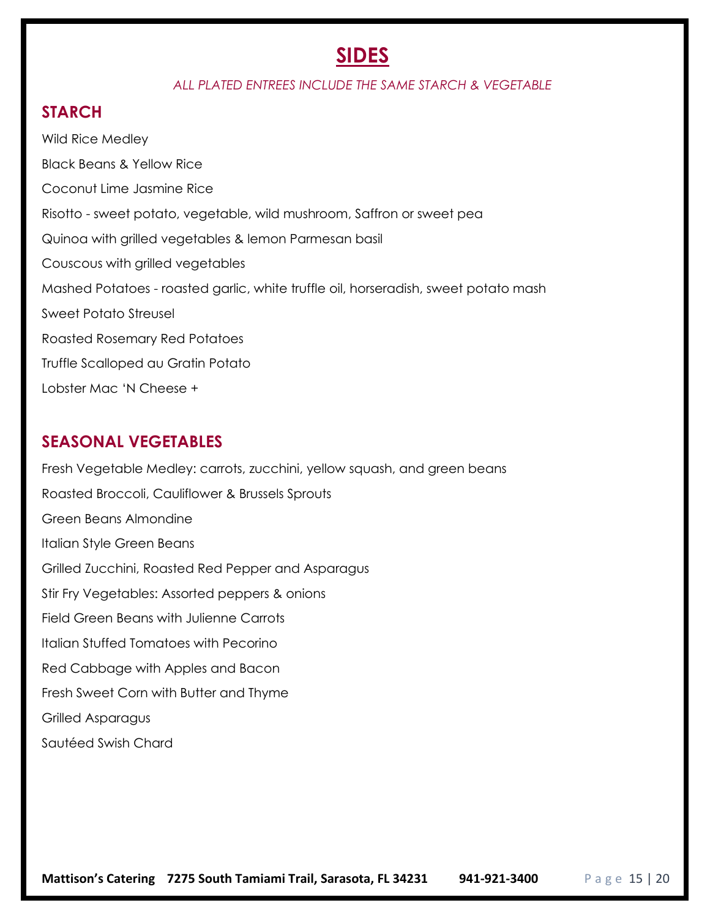# SIDES

*ALL PLATED ENTREES INCLUDE THE SAME STARCH & VEGETABLE*

## STARCH

Wild Rice Medley

Black Beans & Yellow Rice

Coconut Lime Jasmine Rice

Risotto - sweet potato, vegetable, wild mushroom, Saffron or sweet pea

Quinoa with grilled vegetables & lemon Parmesan basil

Couscous with grilled vegetables

Mashed Potatoes - roasted garlic, white truffle oil, horseradish, sweet potato mash

Sweet Potato Streusel

Roasted Rosemary Red Potatoes

Truffle Scalloped au Gratin Potato

Lobster Mac 'N Cheese +

## SEASONAL VEGETABLES

Fresh Vegetable Medley: carrots, zucchini, yellow squash, and green beans

Roasted Broccoli, Cauliflower & Brussels Sprouts

Green Beans Almondine

Italian Style Green Beans

Grilled Zucchini, Roasted Red Pepper and Asparagus

Stir Fry Vegetables: Assorted peppers & onions

Field Green Beans with Julienne Carrots

Italian Stuffed Tomatoes with Pecorino

Red Cabbage with Apples and Bacon

Fresh Sweet Corn with Butter and Thyme

Grilled Asparagus

Sautéed Swish Chard

**Mattison's Catering 7275 South Tamiami Trail, Sarasota, FL 34231 941-921-3400**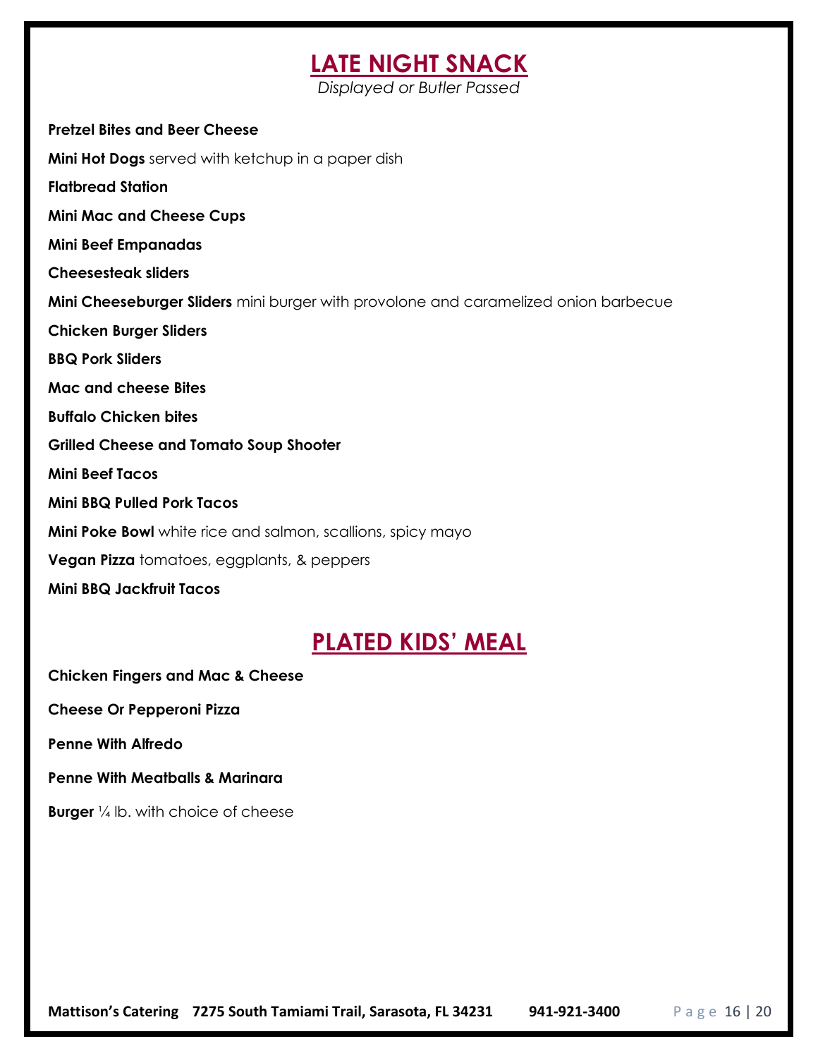# LATE NIGHT SNACK

*Displayed or Butler Passed*

**Pretzel Bites and Beer Cheese**

**Mini Hot Dogs** served with ketchup in a paper dish

**Flatbread Station**

**Mini Mac and Cheese Cups**

**Mini Beef Empanadas**

**Cheesesteak sliders**

**Mini Cheeseburger Sliders** mini burger with provolone and caramelized onion barbecue

**Chicken Burger Sliders**

**BBQ Pork Sliders**

**Mac and cheese Bites**

**Buffalo Chicken bites**

**Grilled Cheese and Tomato Soup Shooter**

**Mini Beef Tacos**

**Mini BBQ Pulled Pork Tacos**

**Mini Poke Bowl** white rice and salmon, scallions, spicy mayo

**Vegan Pizza** tomatoes, eggplants, & peppers

**Mini BBQ Jackfruit Tacos**

# PLATED KIDS' MEAL

**Chicken Fingers and Mac & Cheese**

**Cheese Or Pepperoni Pizza**

**Penne With Alfredo**

**Penne With Meatballs & Marinara**

**Burger** ¼ lb. with choice of cheese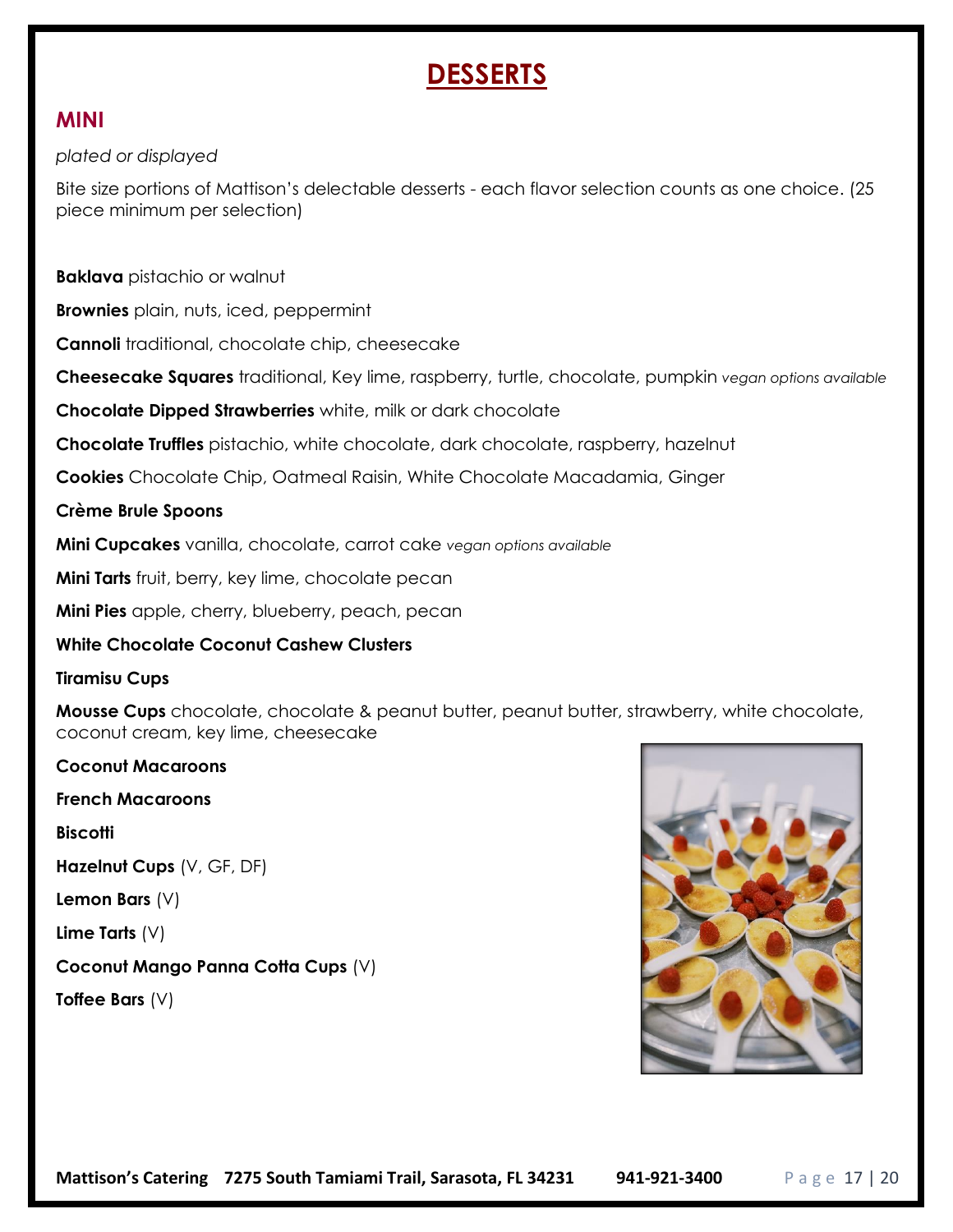# DESSERTS

## MINI

*plated or displayed*

Bite size portions of Mattison's delectable desserts - each flavor selection counts as one choice. (25 piece minimum per selection)

**Baklava** pistachio or walnut

**Brownies** plain, nuts, iced, peppermint

**Cannoli** traditional, chocolate chip, cheesecake

**Cheesecake Squares** traditional, Key lime, raspberry, turtle, chocolate, pumpkin *vegan options available*

**Chocolate Dipped Strawberries** white, milk or dark chocolate

**Chocolate Truffles** pistachio, white chocolate, dark chocolate, raspberry, hazelnut

**Cookies** Chocolate Chip, Oatmeal Raisin, White Chocolate Macadamia, Ginger

**Crème Brule Spoons**

**Mini Cupcakes** vanilla, chocolate, carrot cake *vegan options available*

**Mini Tarts** fruit, berry, key lime, chocolate pecan

**Mini Pies** apple, cherry, blueberry, peach, pecan

**White Chocolate Coconut Cashew Clusters**

**Tiramisu Cups**

**Mousse Cups** chocolate, chocolate & peanut butter, peanut butter, strawberry, white chocolate, coconut cream, key lime, cheesecake

**Coconut Macaroons**

**French Macaroons**

**Biscotti**

**Hazelnut Cups** (V, GF, DF)

**Lemon Bars** (V)

**Lime Tarts** (V)

**Coconut Mango Panna Cotta Cups** (V)

**Toffee Bars** (V)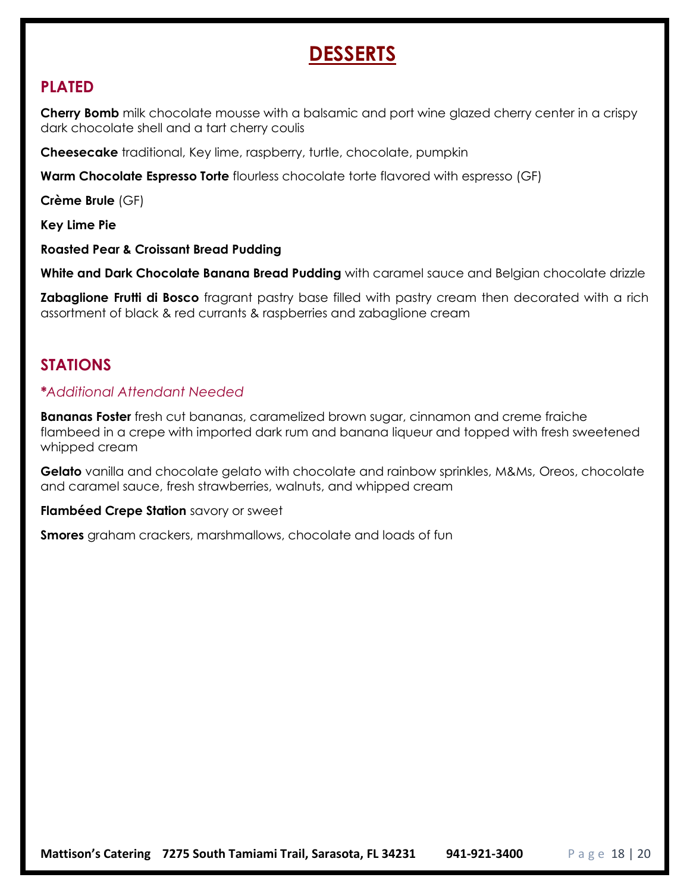# DESSERTS

## PLATED

**Cherry Bomb** milk chocolate mousse with a balsamic and port wine glazed cherry center in a crispy dark chocolate shell and a tart cherry coulis

**Cheesecake** traditional, Key lime, raspberry, turtle, chocolate, pumpkin

**Warm Chocolate Espresso Torte** flourless chocolate torte flavored with espresso (GF)

**Crème Brule** (GF)

**Key Lime Pie**

**Roasted Pear & Croissant Bread Pudding**

**White and Dark Chocolate Banana Bread Pudding** with caramel sauce and Belgian chocolate drizzle

**Zabaglione Frutti di Bosco** fragrant pastry base filled with pastry cream then decorated with a rich assortment of black & red currants & raspberries and zabaglione cream

## STATIONS

***Additional Attendant Needed***

**Bananas Foster** fresh cut bananas, caramelized brown sugar, cinnamon and creme fraiche flambeed in a crepe with imported dark rum and banana liqueur and topped with fresh sweetened whipped cream

**Gelato** vanilla and chocolate gelato with chocolate and rainbow sprinkles, M&Ms, Oreos, chocolate and caramel sauce, fresh strawberries, walnuts, and whipped cream

**Flambéed Crepe Station** savory or sweet

**Smores** graham crackers, marshmallows, chocolate and loads of fun

**Mattison's Catering 7275 South Tamiami Trail, Sarasota, FL 34231 941-921-3400**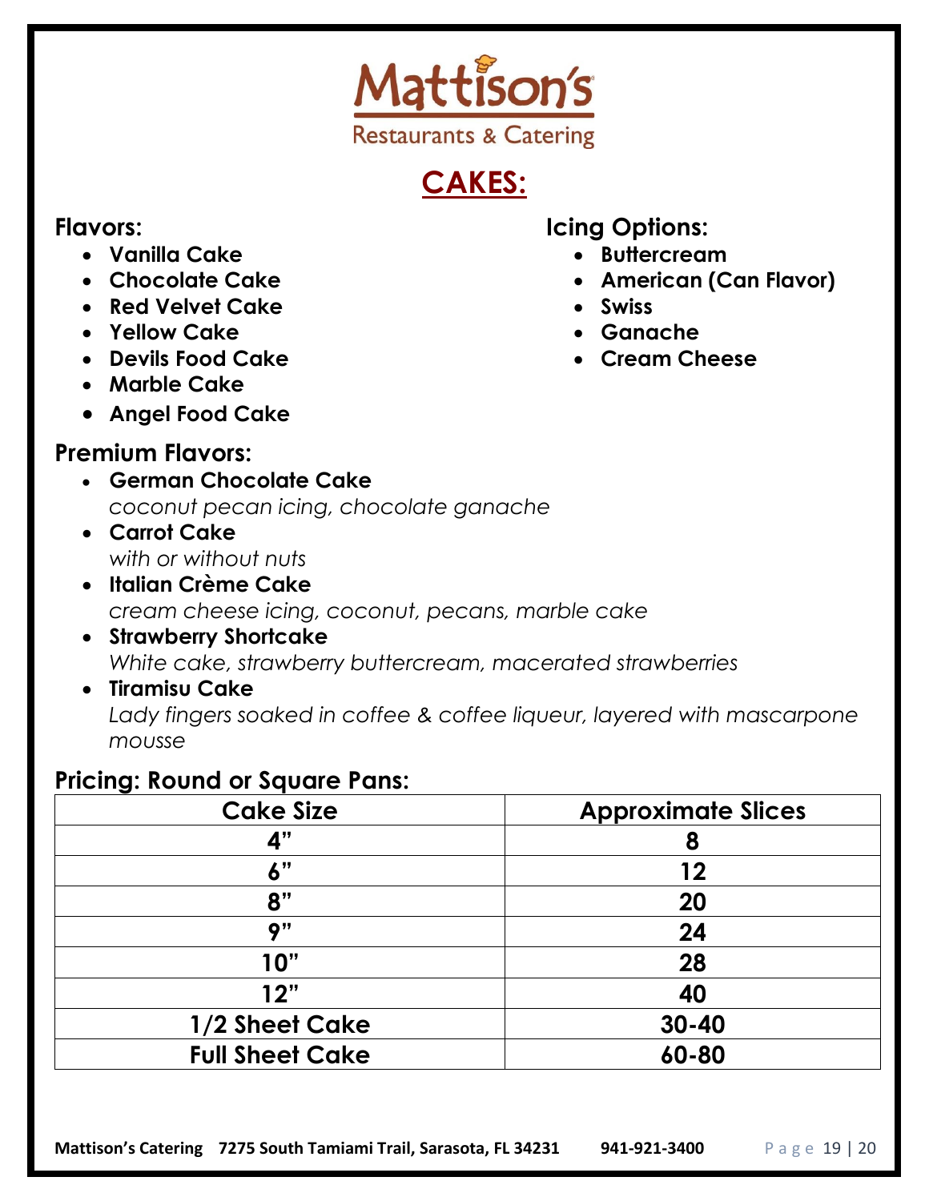# Mattison's

Restaurants & Catering

## CAKES:

### Flavors:

- **Vanilla Cake**
- **Chocolate Cake**
- **Red Velvet Cake**
- **Yellow Cake**
- **Devils Food Cake**
- **Marble Cake**
- **Angel Food Cake**

### Icing Options:

- **Buttercream**
- **American (Can Flavor)**
- **Swiss**
- **Ganache**
- **Cream Cheese**

### Premium Flavors:

- **German Chocolate Cake**
  *coconut pecan icing, chocolate ganache*
- **Carrot Cake**
  *with or without nuts*
- **Italian Crème Cake**
  *cream cheese icing, coconut, pecans, marble cake*
- **Strawberry Shortcake**
  *White cake, strawberry buttercream, macerated strawberries*
- **Tiramisu Cake**
  *Lady fingers soaked in coffee & coffee liqueur, layered with mascarpone mousse*

### Pricing: Round or Square Pans:

| Cake Size | Approximate Slices |
|---|---|
| 4" | 8 |
| 6" | 12 |
| 8" | 20 |
| 9" | 24 |
| 10" | 28 |
| 12" | 40 |
| 1/2 Sheet Cake | 30-40 |
| Full Sheet Cake | 60-80 |

**Mattison's Catering 7275 South Tamiami Trail, Sarasota, FL 34231 941-921-3400**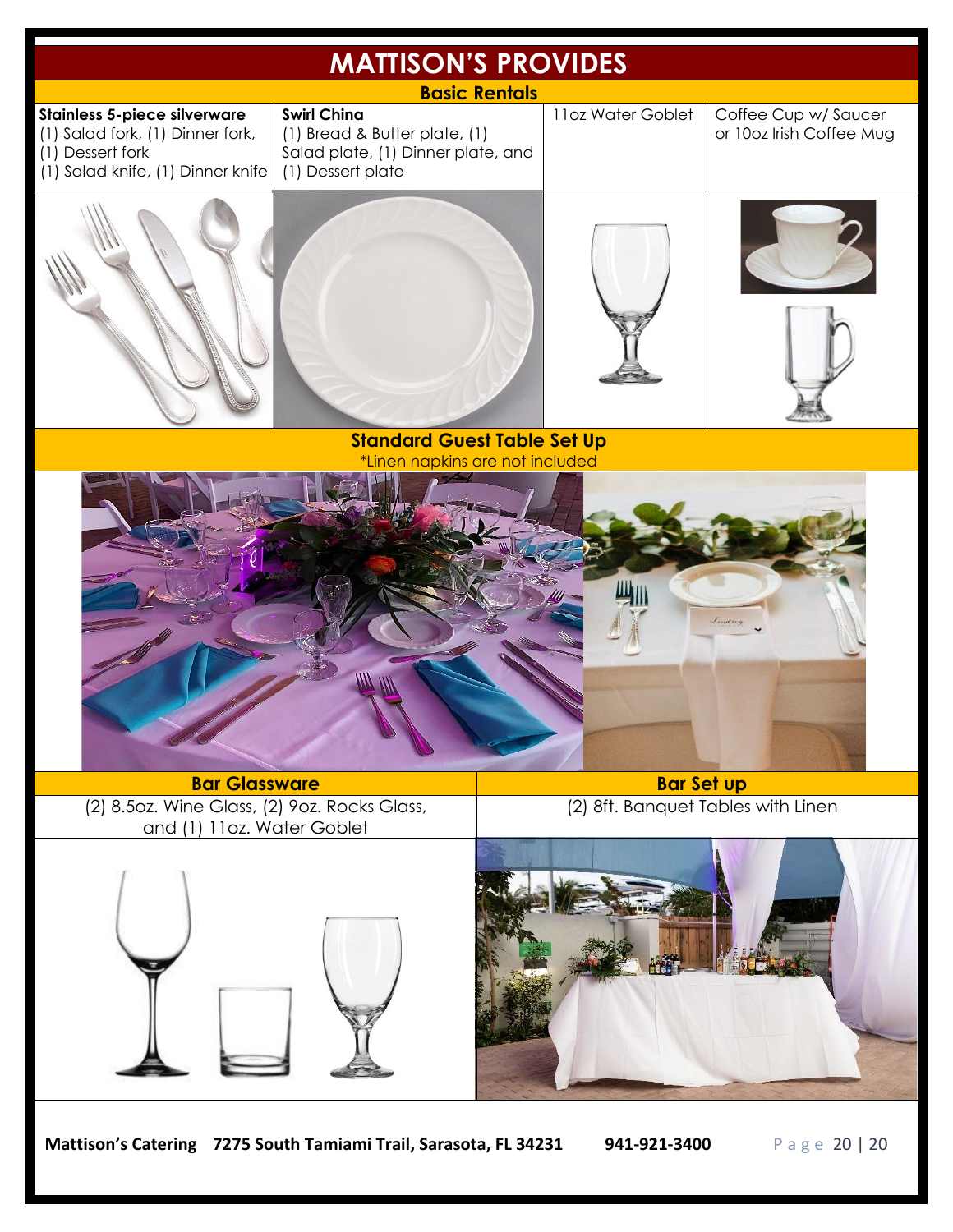# MATTISON'S PROVIDES

## Basic Rentals

| **Stainless 5-piece silverware** | **Swirl China** | 11oz Water Goblet | Coffee Cup w/ Saucer or 10oz Irish Coffee Mug |
|---|---|---|---|
| (1) Salad fork, (1) Dinner fork, (1) Dessert fork (1) Salad knife, (1) Dinner knife | (1) Bread & Butter plate, (1) Salad plate, (1) Dinner plate, and (1) Dessert plate | | |

## Standard Guest Table Set Up

*Linen napkins are not included

## Bar Glassware

(2) 8.5oz. Wine Glass, (2) 9oz. Rocks Glass, and (1) 11oz. Water Goblet

## Bar Set up

(2) 8ft. Banquet Tables with Linen

**Mattison's Catering 7275 South Tamiami Trail, Sarasota, FL 34231 941-921-3400**